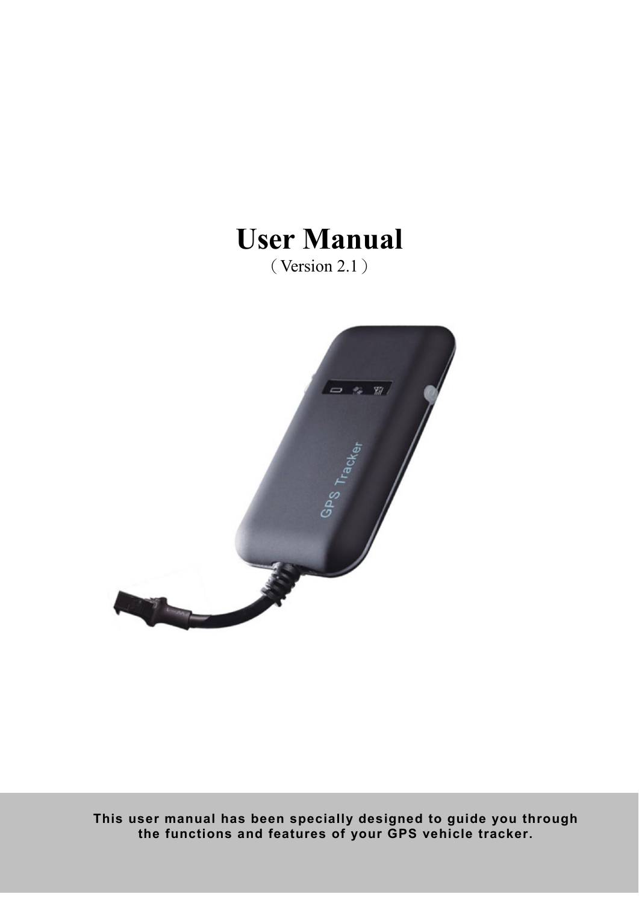# User Manual

（Version 2.1）

**This user manual has been specially designed to guide you through the functions and features of your GPS vehicle tracker.**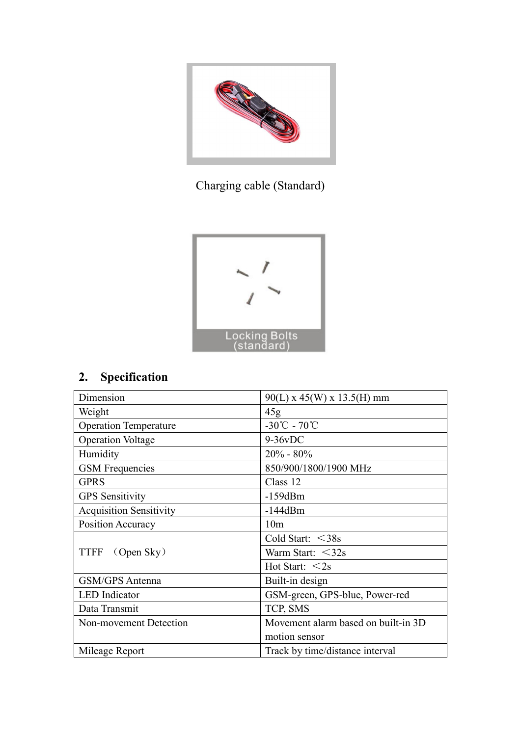Charging cable (Standard)

Locking Bolts (standard)

## 2. Specification

| Dimension | 90(L) x 45(W) x 13.5(H) mm |
|---|---|
| Weight | 45g |
| Operation Temperature | -30℃ - 70℃ |
| Operation Voltage | 9-36vDC |
| Humidity | 20% - 80% |
| GSM Frequencies | 850/900/1800/1900 MHz |
| GPRS | Class 12 |
| GPS Sensitivity | -159dBm |
| Acquisition Sensitivity | -144dBm |
| Position Accuracy | 10m |
| TTFF （Open Sky） | Cold Start: ＜38s |
| | Warm Start: ＜32s |
| | Hot Start: ＜2s |
| GSM/GPS Antenna | Built-in design |
| LED Indicator | GSM-green, GPS-blue, Power-red |
| Data Transmit | TCP, SMS |
| Non-movement Detection | Movement alarm based on built-in 3D motion sensor |
| Mileage Report | Track by time/distance interval |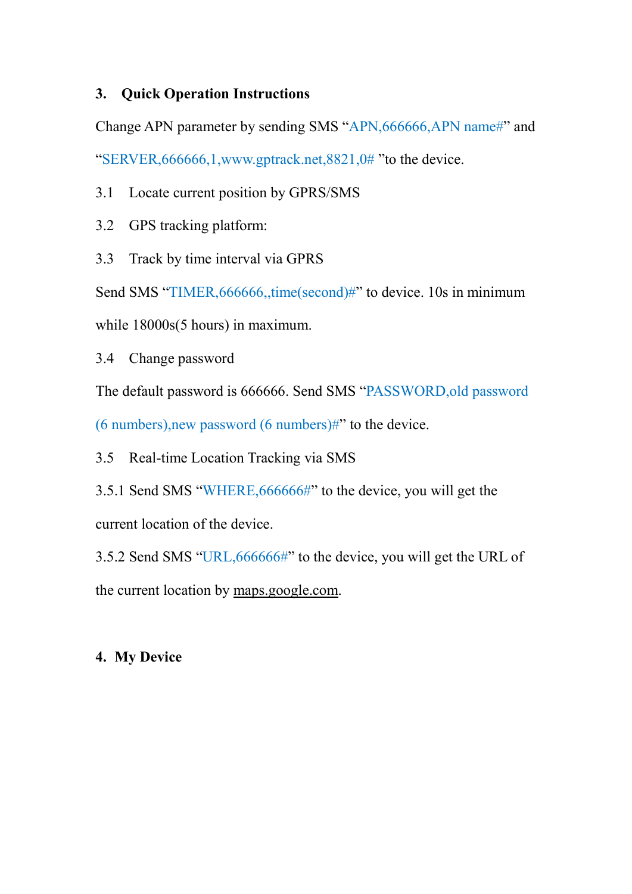## 3. Quick Operation Instructions

Change APN parameter by sending SMS "APN,666666,APN name#" and "SERVER,666666,1,www.gptrack.net,8821,0# "to the device.

### 3.1 Locate current position by GPRS/SMS

### 3.2 GPS tracking platform:

### 3.3 Track by time interval via GPRS

Send SMS "TIMER,666666,,time(second)#" to device. 10s in minimum while 18000s(5 hours) in maximum.

### 3.4 Change password

The default password is 666666. Send SMS "PASSWORD,old password (6 numbers),new password (6 numbers)#" to the device.

### 3.5 Real-time Location Tracking via SMS

3.5.1 Send SMS "WHERE,666666#" to the device, you will get the current location of the device.

3.5.2 Send SMS "URL,666666#" to the device, you will get the URL of the current location by maps.google.com.

## 4. My Device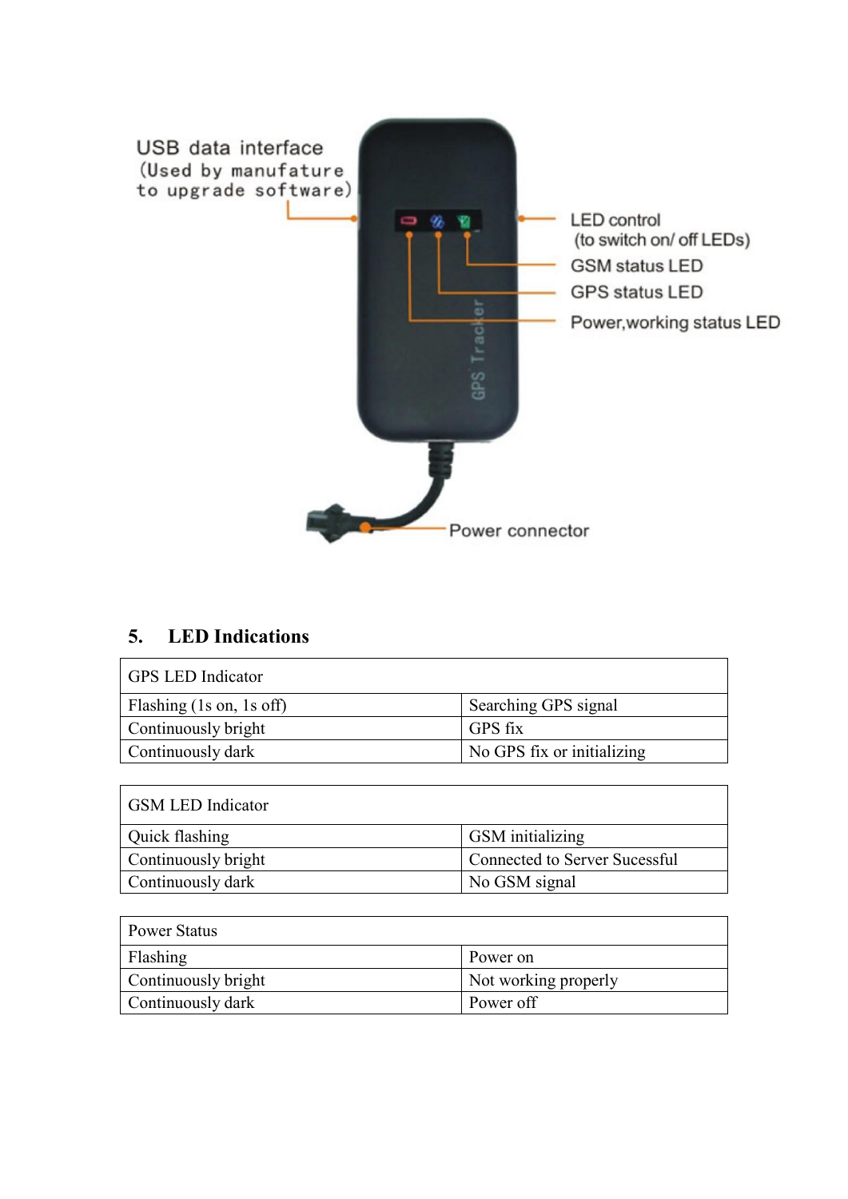USB data interface
(Used by manufature to upgrade software)

LED control
(to switch on/ off LEDs)

GSM status LED

GPS status LED

Power,working status LED

GPS Tracker

Power connector

## 5. LED Indications

| GPS LED Indicator | |
|---|---|
| Flashing (1s on, 1s off) | Searching GPS signal |
| Continuously bright | GPS fix |
| Continuously dark | No GPS fix or initializing |

| GSM LED Indicator | |
|---|---|
| Quick flashing | GSM initializing |
| Continuously bright | Connected to Server Sucessful |
| Continuously dark | No GSM signal |

| Power Status | |
|---|---|
| Flashing | Power on |
| Continuously bright | Not working properly |
| Continuously dark | Power off |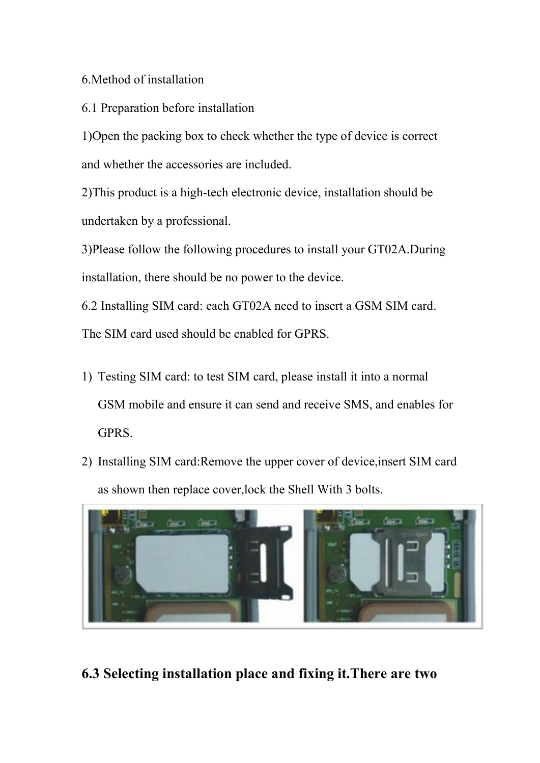6.Method of installation

6.1 Preparation before installation

1)Open the packing box to check whether the type of device is correct and whether the accessories are included.

2)This product is a high-tech electronic device, installation should be undertaken by a professional.

3)Please follow the following procedures to install your GT02A.During installation, there should be no power to the device.

6.2 Installing SIM card: each GT02A need to insert a GSM SIM card. The SIM card used should be enabled for GPRS.

1) Testing SIM card: to test SIM card, please install it into a normal GSM mobile and ensure it can send and receive SMS, and enables for GPRS.
2) Installing SIM card:Remove the upper cover of device,insert SIM card as shown then replace cover,lock the Shell With 3 bolts.

**6.3 Selecting installation place and fixing it.There are two**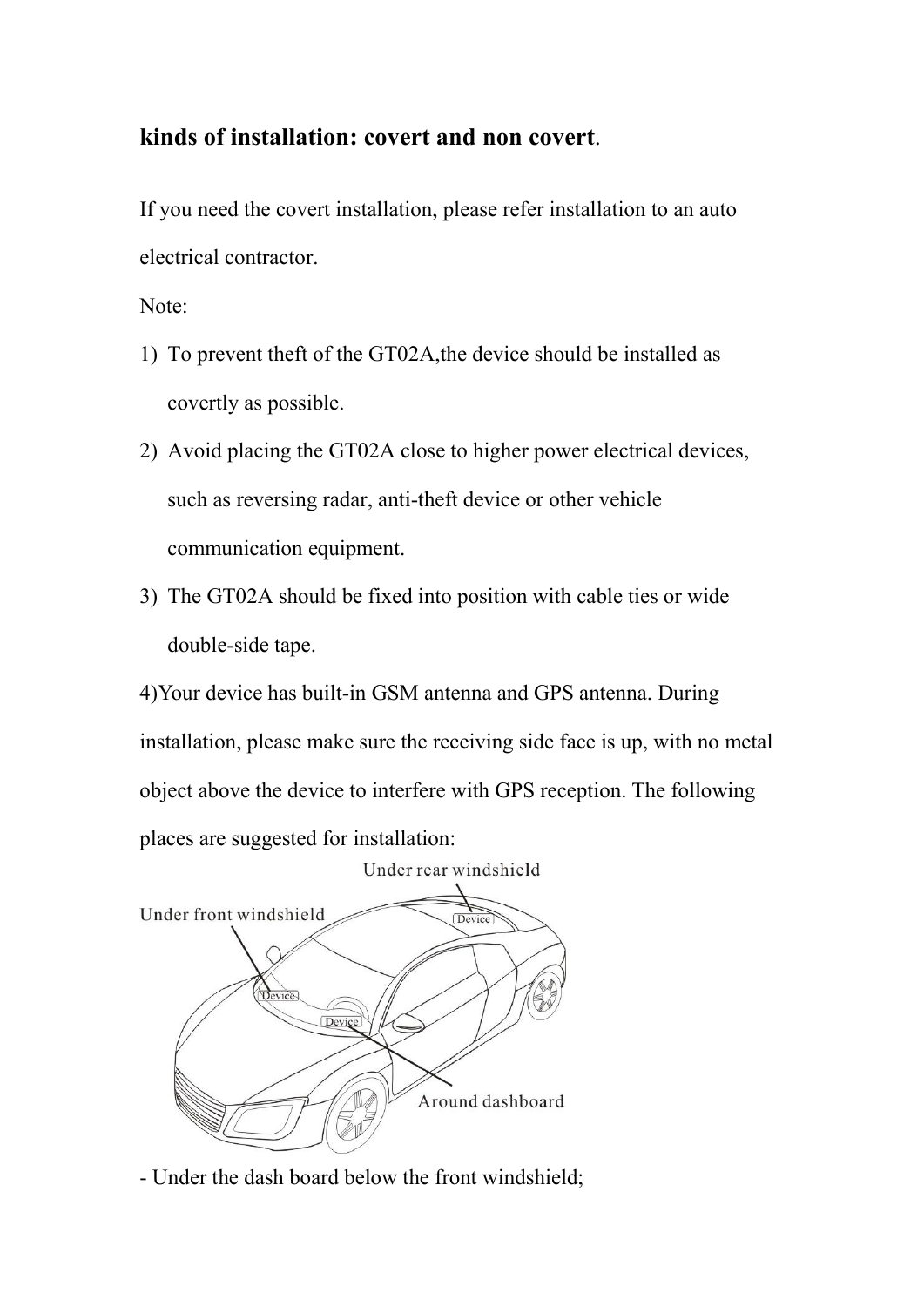**kinds of installation: covert and non covert**.

If you need the covert installation, please refer installation to an auto electrical contractor.

Note:

1) To prevent theft of the GT02A,the device should be installed as covertly as possible.
2) Avoid placing the GT02A close to higher power electrical devices, such as reversing radar, anti-theft device or other vehicle communication equipment.
3) The GT02A should be fixed into position with cable ties or wide double-side tape.

4)Your device has built-in GSM antenna and GPS antenna. During installation, please make sure the receiving side face is up, with no metal object above the device to interfere with GPS reception. The following places are suggested for installation:

- Under the dash board below the front windshield;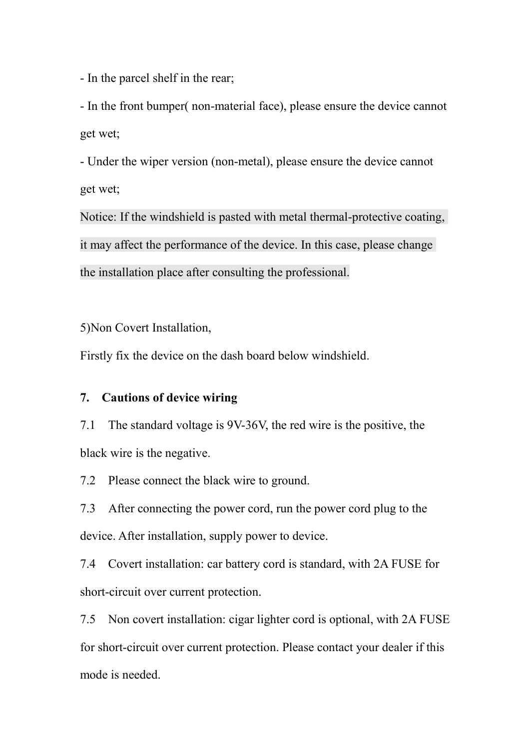- In the parcel shelf in the rear;

- In the front bumper( non-material face), please ensure the device cannot get wet;

- Under the wiper version (non-metal), please ensure the device cannot get wet;

Notice: If the windshield is pasted with metal thermal-protective coating, it may affect the performance of the device. In this case, please change the installation place after consulting the professional.

5)Non Covert Installation,

Firstly fix the device on the dash board below windshield.

## 7. Cautions of device wiring

7.1 The standard voltage is 9V-36V, the red wire is the positive, the black wire is the negative.

7.2 Please connect the black wire to ground.

7.3 After connecting the power cord, run the power cord plug to the device. After installation, supply power to device.

7.4 Covert installation: car battery cord is standard, with 2A FUSE for short-circuit over current protection.

7.5 Non covert installation: cigar lighter cord is optional, with 2A FUSE for short-circuit over current protection. Please contact your dealer if this mode is needed.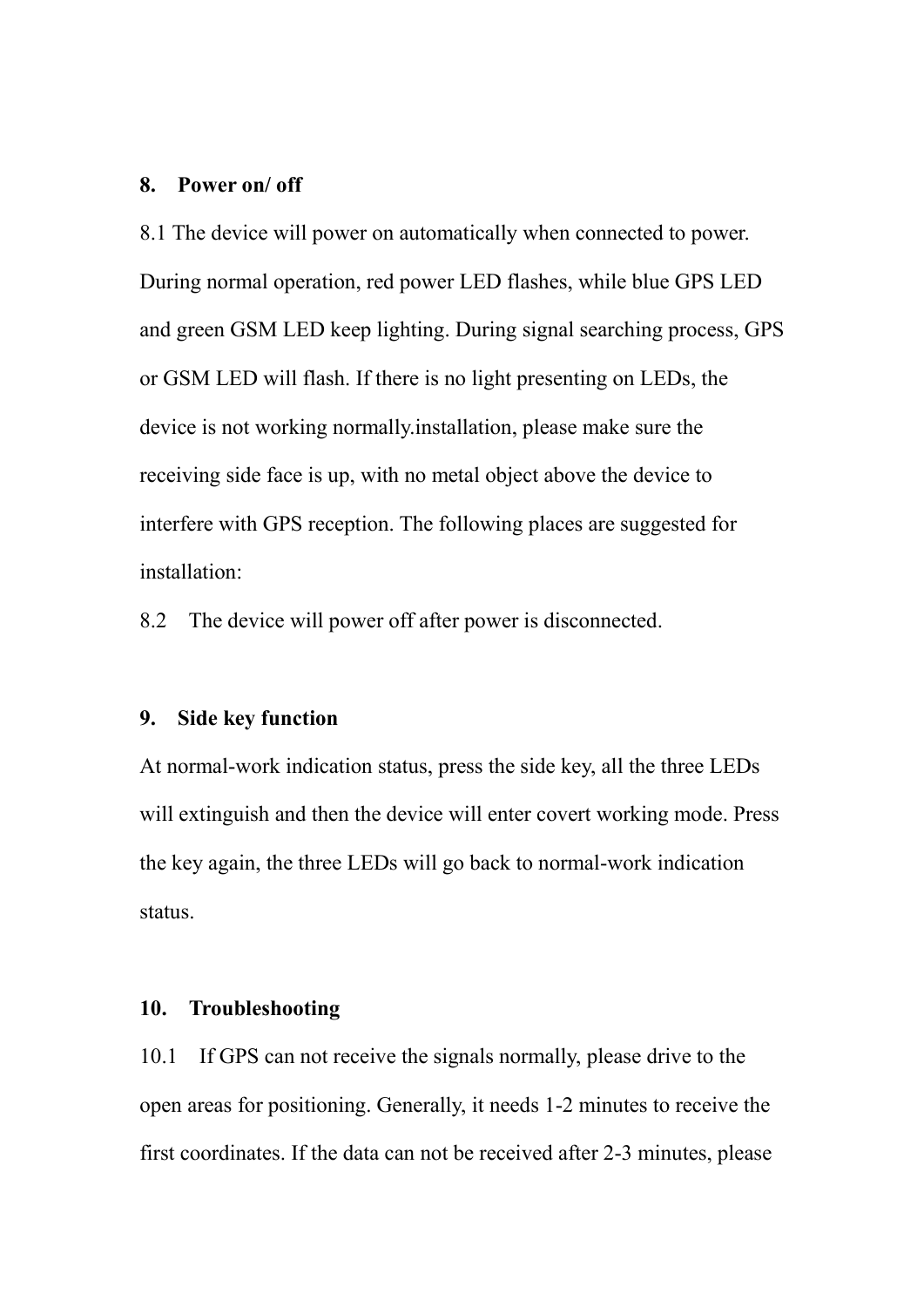## 8. Power on/ off

8.1 The device will power on automatically when connected to power. During normal operation, red power LED flashes, while blue GPS LED and green GSM LED keep lighting. During signal searching process, GPS or GSM LED will flash. If there is no light presenting on LEDs, the device is not working normally.installation, please make sure the receiving side face is up, with no metal object above the device to interfere with GPS reception. The following places are suggested for installation:

8.2 The device will power off after power is disconnected.

## 9. Side key function

At normal-work indication status, press the side key, all the three LEDs will extinguish and then the device will enter covert working mode. Press the key again, the three LEDs will go back to normal-work indication status.

## 10. Troubleshooting

10.1 If GPS can not receive the signals normally, please drive to the open areas for positioning. Generally, it needs 1-2 minutes to receive the first coordinates. If the data can not be received after 2-3 minutes, please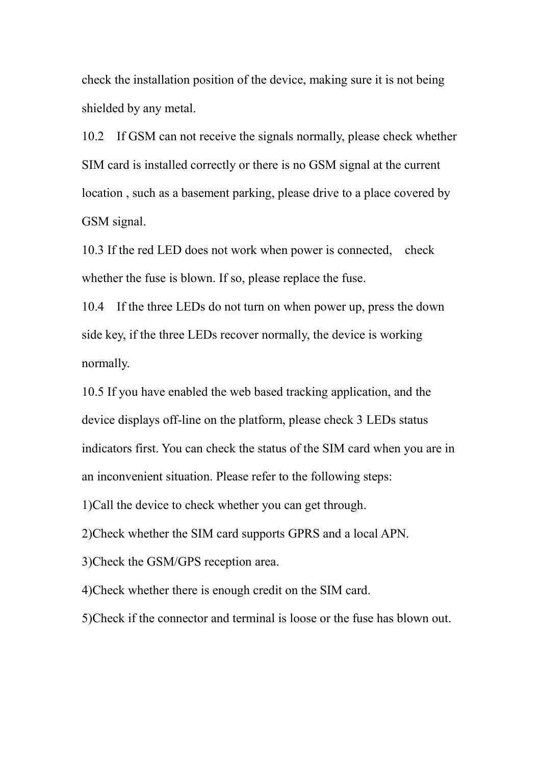check the installation position of the device, making sure it is not being shielded by any metal.

10.2 If GSM can not receive the signals normally, please check whether SIM card is installed correctly or there is no GSM signal at the current location , such as a basement parking, please drive to a place covered by GSM signal.

10.3 If the red LED does not work when power is connected, check whether the fuse is blown. If so, please replace the fuse.

10.4 If the three LEDs do not turn on when power up, press the down side key, if the three LEDs recover normally, the device is working normally.

10.5 If you have enabled the web based tracking application, and the device displays off-line on the platform, please check 3 LEDs status indicators first. You can check the status of the SIM card when you are in an inconvenient situation. Please refer to the following steps:

1)Call the device to check whether you can get through.

2)Check whether the SIM card supports GPRS and a local APN.

3)Check the GSM/GPS reception area.

4)Check whether there is enough credit on the SIM card.

5)Check if the connector and terminal is loose or the fuse has blown out.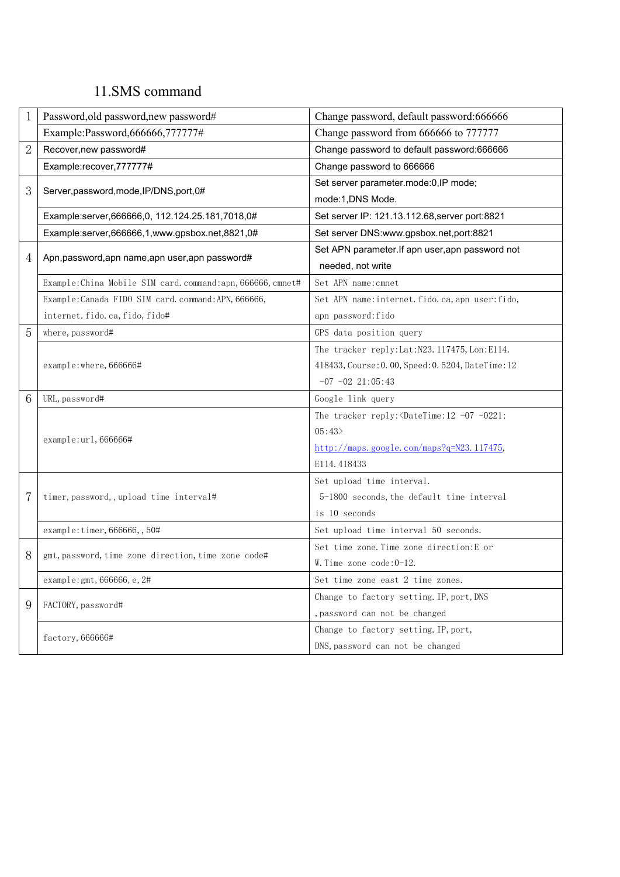## 11.SMS command

| | | |
|---|---|---|
| 1 | Password,old password,new password# | Change password, default password:666666 |
| | Example:Password,666666,777777# | Change password from 666666 to 777777 |
| 2 | Recover,new password# | Change password to default password:666666 |
| | Example:recover,777777# | Change password to 666666 |
| 3 | Server,password,mode,IP/DNS,port,0# | Set server parameter.mode:0,IP mode; mode:1,DNS Mode. |
| | Example:server,666666,0, 112.124.25.181,7018,0# | Set server IP: 121.13.112.68,server port:8821 |
| | Example:server,666666,1,www.gpsbox.net,8821,0# | Set server DNS:www.gpsbox.net,port:8821 |
| 4 | Apn,password,apn name,apn user,apn password# | Set APN parameter.If apn user,apn password not needed, not write |
| | Example:China Mobile SIM card.command:apn,666666,cmnet# | Set APN name:cmnet |
| | Example:Canada FIDO SIM card.command:APN,666666, internet.fido.ca,fido,fido# | Set APN name:internet.fido.ca,apn user:fido, apn password:fido |
| 5 | where,password# | GPS data position query |
| | example:where,666666# | The tracker reply:Lat:N23.117475,Lon:E114.418433,Course:0.00,Speed:0.5204,DateTime:12 -07 -02 21:05:43 |
| 6 | URL,password# | Google link query |
| | example:url,666666# | The tracker reply:<DateTime:12 -07 -0221:05:43> http://maps.google.com/maps?q=N23.117475, E114.418433 |
| 7 | timer,password,,upload time interval# | Set upload time interval. 5-1800 seconds,the default time interval is 10 seconds |
| | example:timer,666666,,50# | Set upload time interval 50 seconds. |
| 8 | gmt,password,time zone direction,time zone code# | Set time zone.Time zone direction:E or W.Time zone code:0-12. |
| | example:gmt,666666,e,2# | Set time zone east 2 time zones. |
| 9 | FACTORY,password# | Change to factory setting.IP,port,DNS ,password can not be changed |
| | factory,666666# | Change to factory setting.IP,port, DNS,password can not be changed |